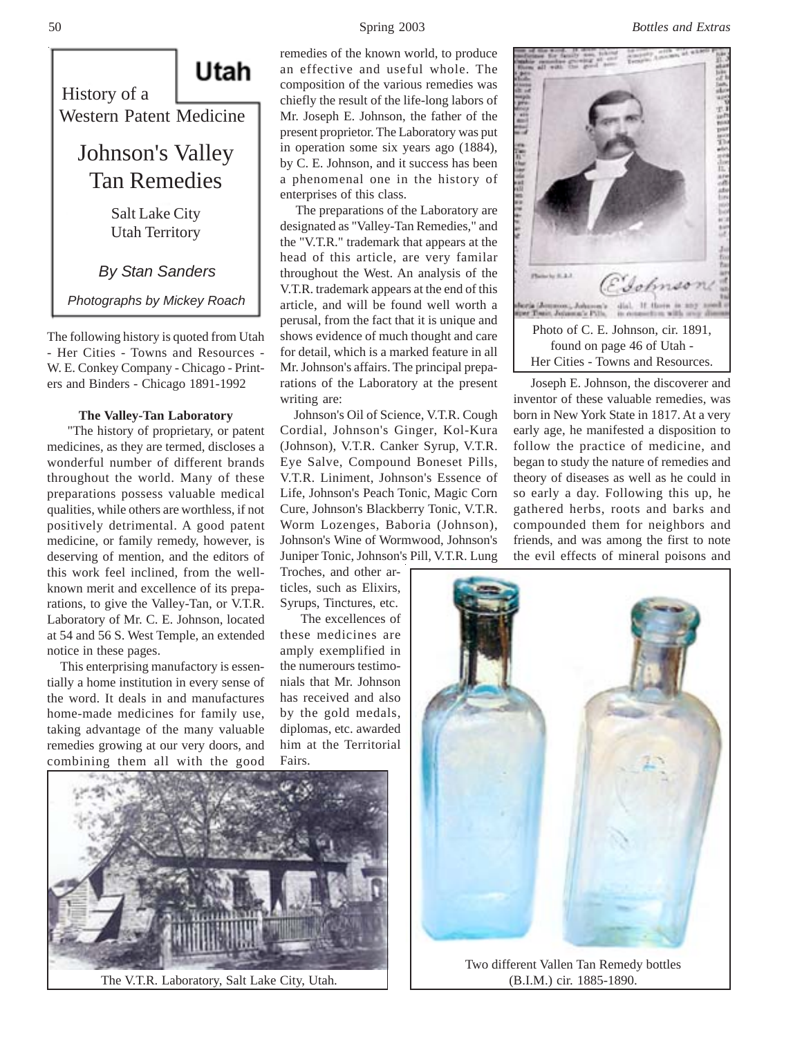# Utah

## History of a Western Patent Medicine

# Johnson's Valley Tan Remedies

Salt Lake City
Utah Territory

*By Stan Sanders*

*Photographs by Mickey Roach*

The following history is quoted from Utah - Her Cities - Towns and Resources - W. E. Conkey Company - Chicago - Printers and Binders - Chicago 1891-1992

**The Valley-Tan Laboratory**

"The history of proprietary, or patent medicines, as they are termed, discloses a wonderful number of different brands throughout the world. Many of these preparations possess valuable medical qualities, while others are worthless, if not positively detrimental. A good patent medicine, or family remedy, however, is deserving of mention, and the editors of this work feel inclined, from the well-known merit and excellence of its preparations, to give the Valley-Tan, or V.T.R. Laboratory of Mr. C. E. Johnson, located at 54 and 56 S. West Temple, an extended notice in these pages.

This enterprising manufactory is essentially a home institution in every sense of the word. It deals in and manufactures home-made medicines for family use, taking advantage of the many valuable remedies growing at our very doors, and combining them all with the good remedies of the known world, to produce an effective and useful whole. The composition of the various remedies was chiefly the result of the life-long labors of Mr. Joseph E. Johnson, the father of the present proprietor. The Laboratory was put in operation some six years ago (1884), by C. E. Johnson, and it success has been a phenomenal one in the history of enterprises of this class.

The preparations of the Laboratory are designated as "Valley-Tan Remedies," and the "V.T.R." trademark that appears at the head of this article, are very familar throughout the West. An analysis of the V.T.R. trademark appears at the end of this article, and will be found well worth a perusal, from the fact that it is unique and shows evidence of much thought and care for detail, which is a marked feature in all Mr. Johnson's affairs. The principal preparations of the Laboratory at the present writing are:

Johnson's Oil of Science, V.T.R. Cough Cordial, Johnson's Ginger, Kol-Kura (Johnson), V.T.R. Canker Syrup, V.T.R. Eye Salve, Compound Boneset Pills, V.T.R. Liniment, Johnson's Essence of Life, Johnson's Peach Tonic, Magic Corn Cure, Johnson's Blackberry Tonic, V.T.R. Worm Lozenges, Baboria (Johnson), Johnson's Wine of Wormwood, Johnson's Juniper Tonic, Johnson's Pill, V.T.R. Lung Troches, and other articles, such as Elixirs, Syrups, Tinctures, etc.

The excellences of these medicines are amply exemplified in the numerours testimonials that Mr. Johnson has received and also by the gold medals, diplomas, etc. awarded him at the Territorial Fairs.

Photo of C. E. Johnson, cir. 1891, found on page 46 of Utah - Her Cities - Towns and Resources.

Joseph E. Johnson, the discoverer and inventor of these valuable remedies, was born in New York State in 1817. At a very early age, he manifested a disposition to follow the practice of medicine, and began to study the nature of remedies and theory of diseases as well as he could in so early a day. Following this up, he gathered herbs, roots and barks and compounded them for neighbors and friends, and was among the first to note the evil effects of mineral poisons and

The V.T.R. Laboratory, Salt Lake City, Utah.

Two different Vallen Tan Remedy bottles (B.I.M.) cir. 1885-1890.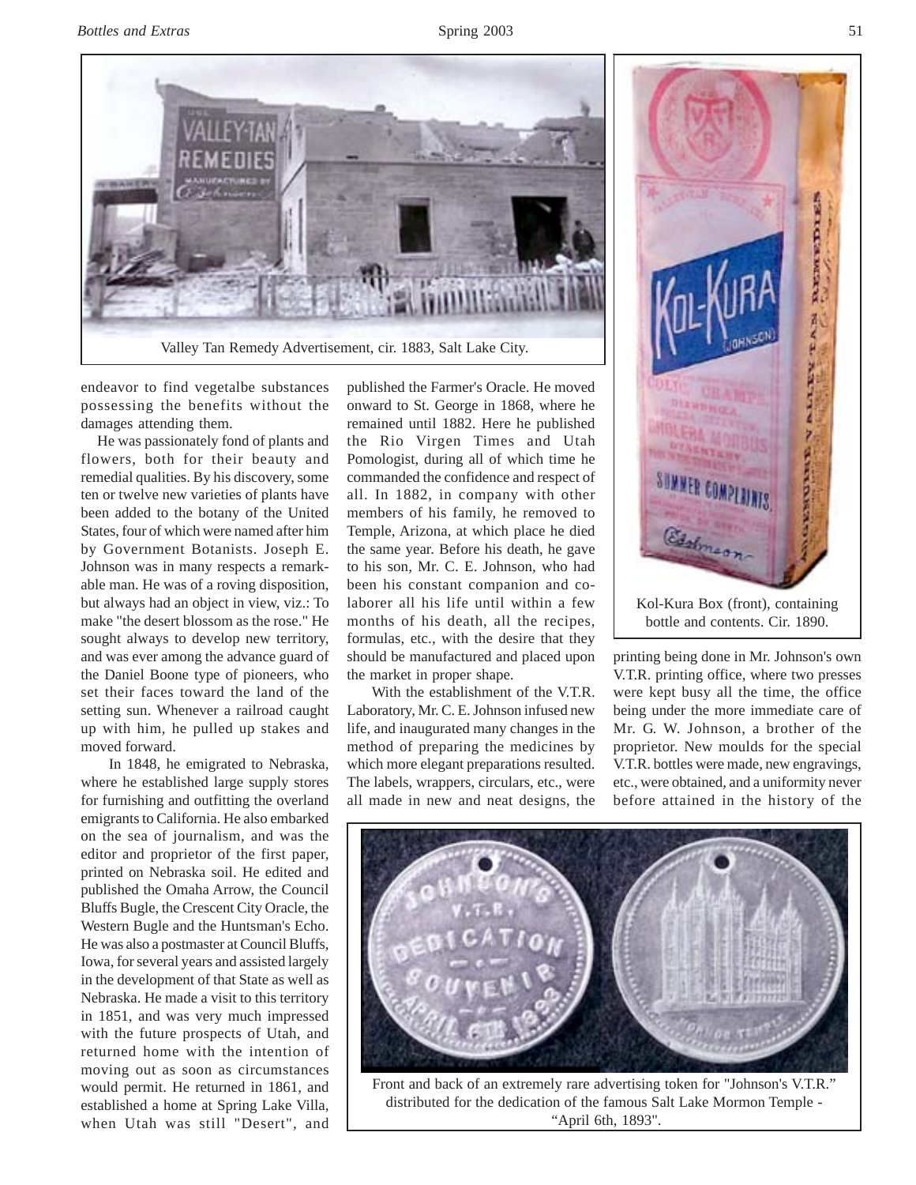Valley Tan Remedy Advertisement, cir. 1883, Salt Lake City.

endeavor to find vegetalbe substances possessing the benefits without the damages attending them.

He was passionately fond of plants and flowers, both for their beauty and remedial qualities. By his discovery, some ten or twelve new varieties of plants have been added to the botany of the United States, four of which were named after him by Government Botanists. Joseph E. Johnson was in many respects a remarkable man. He was of a roving disposition, but always had an object in view, viz.: To make "the desert blossom as the rose." He sought always to develop new territory, and was ever among the advance guard of the Daniel Boone type of pioneers, who set their faces toward the land of the setting sun. Whenever a railroad caught up with him, he pulled up stakes and moved forward.

In 1848, he emigrated to Nebraska, where he established large supply stores for furnishing and outfitting the overland emigrants to California. He also embarked on the sea of journalism, and was the editor and proprietor of the first paper, printed on Nebraska soil. He edited and published the Omaha Arrow, the Council Bluffs Bugle, the Crescent City Oracle, the Western Bugle and the Huntsman's Echo. He was also a postmaster at Council Bluffs, Iowa, for several years and assisted largely in the development of that State as well as Nebraska. He made a visit to this territory in 1851, and was very much impressed with the future prospects of Utah, and returned home with the intention of moving out as soon as circumstances would permit. He returned in 1861, and established a home at Spring Lake Villa, when Utah was still "Desert", and published the Farmer's Oracle. He moved onward to St. George in 1868, where he remained until 1882. Here he published the Rio Virgen Times and Utah Pomologist, during all of which time he commanded the confidence and respect of all. In 1882, in company with other members of his family, he removed to Temple, Arizona, at which place he died the same year. Before his death, he gave to his son, Mr. C. E. Johnson, who had been his constant companion and co-laborer all his life until within a few months of his death, all the recipes, formulas, etc., with the desire that they should be manufactured and placed upon the market in proper shape.

With the establishment of the V.T.R. Laboratory, Mr. C. E. Johnson infused new life, and inaugurated many changes in the method of preparing the medicines by which more elegant preparations resulted. The labels, wrappers, circulars, etc., were all made in new and neat designs, the printing being done in Mr. Johnson's own V.T.R. printing office, where two presses were kept busy all the time, the office being under the most immediate care of Mr. G. W. Johnson, a brother of the proprietor. New moulds for the special V.T.R. bottles were made, new engravings, etc., were obtained, and a uniformity never before attained in the history of the

Kol-Kura Box (front), containing bottle and contents. Cir. 1890.

Front and back of an extremely rare advertising token for "Johnson's V.T.R." distributed for the dedication of the famous Salt Lake Mormon Temple - "April 6th, 1893".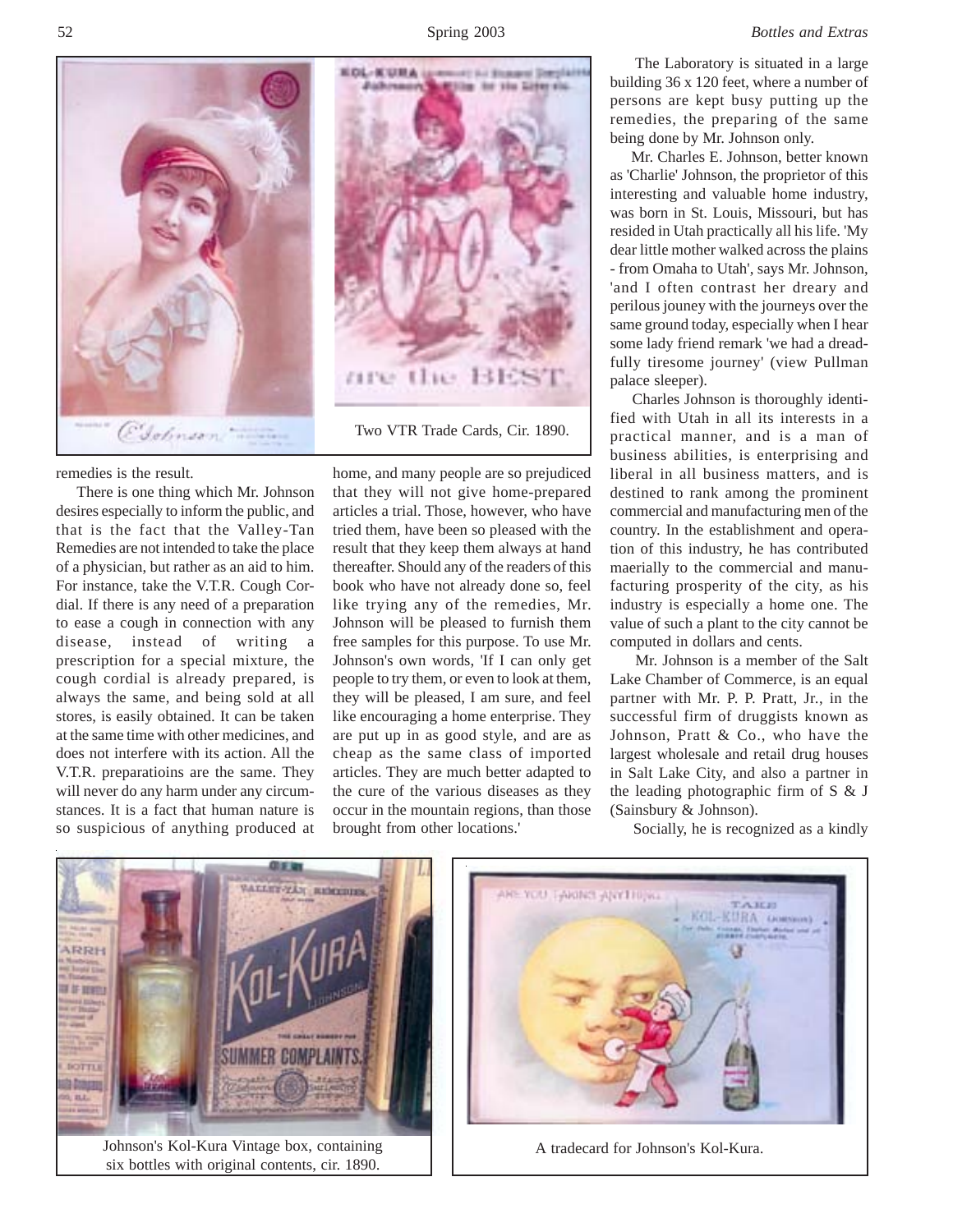Two VTR Trade Cards, Cir. 1890.

remedies is the result.

There is one thing which Mr. Johnson desires especially to inform the public, and that is the fact that the Valley-Tan Remedies are not intended to take the place of a physician, but rather as an aid to him. For instance, take the V.T.R. Cough Cordial. If there is any need of a preparation to ease a cough in connection with any disease, instead of writing a prescription for a special mixture, the cough cordial is already prepared, is always the same, and being sold at all stores, is easily obtained. It can be taken at the same time with other medicines, and does not interfere with its action. All the V.T.R. preparatioins are the same. They will never do any harm under any circumstances. It is a fact that human nature is so suspicious of anything produced at home, and many people are so prejudiced that they will not give home-prepared articles a trial. Those, however, who have tried them, have been so pleased with the result that they keep them always at hand thereafter. Should any of the readers of this book who have not already done so, feel like trying any of the remedies, Mr. Johnson will be pleased to furnish them free samples for this purpose. To use Mr. Johnson's own words, 'If I can only get people to try them, or even to look at them, they will be pleased, I am sure, and feel like encouraging a home enterprise. They are put up in as good style, and are as cheap as the same class of imported articles. They are much better adapted to the cure of the various diseases as they occur in the mountain regions, than those brought from other locations.'

The Laboratory is situated in a large building 36 x 120 feet, where a number of persons are kept busy putting up the remedies, the preparing of the same being done by Mr. Johnson only.

Mr. Charles E. Johnson, better known as 'Charlie' Johnson, the proprietor of this interesting and valuable home industry, was born in St. Louis, Missouri, but has resided in Utah practically all his life. 'My dear little mother walked across the plains - from Omaha to Utah', says Mr. Johnson, 'and I often contrast her dreary and perilous jouney with the journeys over the same ground today, especially when I hear some lady friend remark 'we had a dreadfully tiresome journey' (view Pullman palace sleeper).

Charles Johnson is thoroughly identified with Utah in all its interests in a practical manner, and is a man of business abilities, is enterprising and liberal in all business matters, and is destined to rank among the prominent commercial and manufacturing men of the country. In the establishment and operation of this industry, he has contributed maerially to the commercial and manufacturing prosperity of the city, as his industry is especially a home one. The value of such a plant to the city cannot be computed in dollars and cents.

Mr. Johnson is a member of the Salt Lake Chamber of Commerce, is an equal partner with Mr. P. P. Pratt, Jr., in the successful firm of druggists known as Johnson, Pratt & Co., who have the largest wholesale and retail drug houses in Salt Lake City, and also a partner in the leading photographic firm of S & J (Sainsbury & Johnson).

Socially, he is recognized as a kindly

Johnson's Kol-Kura Vintage box, containing six bottles with original contents, cir. 1890.

A tradecard for Johnson's Kol-Kura.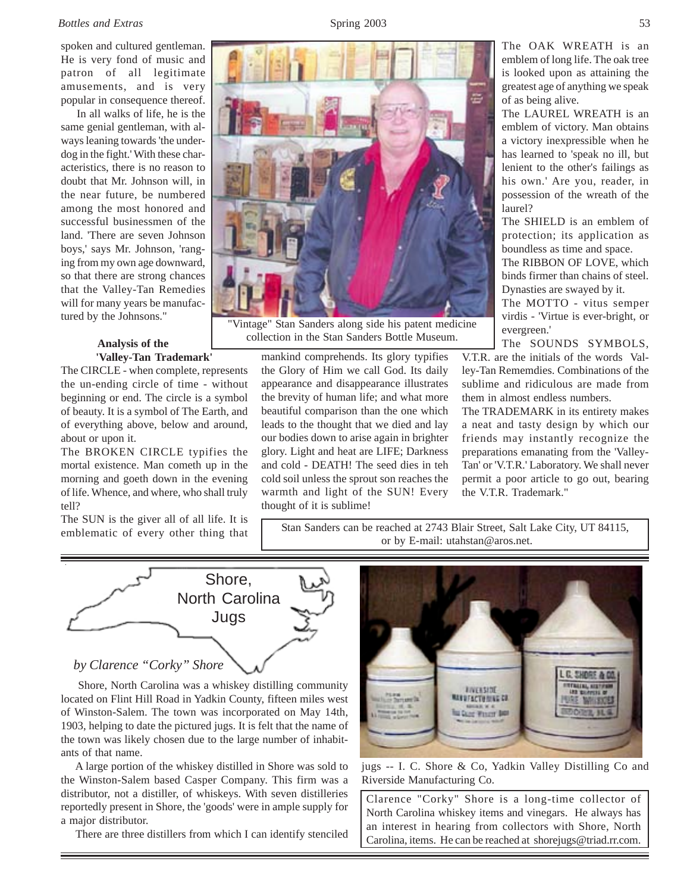spoken and cultured gentleman. He is very fond of music and patron of all legitimate amusements, and is very popular in consequence thereof.

In all walks of life, he is the same genial gentleman, with always leaning towards 'the underdog in the fight.' With these characteristics, there is no reason to doubt that Mr. Johnson will, in the near future, be numbered among the most honored and successful businessmen of the land. 'There are seven Johnson boys,' says Mr. Johnson, 'ranging from my own age downward, so that there are strong chances that the Valley-Tan Remedies will for many years be manufactured by the Johnsons."

"Vintage" Stan Sanders along side his patent medicine collection in the Stan Sanders Bottle Museum.

**Analysis of the 'Valley-Tan Trademark'**

The CIRCLE - when complete, represents the un-ending circle of time - without beginning or end. The circle is a symbol of beauty. It is a symbol of The Earth, and of everything above, below and around, about or upon it.

The BROKEN CIRCLE typifies the mortal existence. Man cometh up in the morning and goeth down in the evening of life. Whence, and where, who shall truly tell?

The SUN is the giver all of all life. It is emblematic of every other thing that mankind comprehends. Its glory typifies the Glory of Him we call God. Its daily appearance and disappearance illustrates the brevity of human life; and what more beautiful comparison than the one which leads to the thought that we died and lay our bodies down to arise again in brighter glory. Light and heat are LIFE; Darkness and cold - DEATH! The seed dies in teh cold soil unless the sprout son reaches the warmth and light of the SUN! Every thought of it is sublime!

The OAK WREATH is an emblem of long life. The oak tree is looked upon as attaining the greatest age of anything we speak of as being alive.

The LAUREL WREATH is an emblem of victory. Man obtains a victory inexpressible when he has learned to 'speak no ill, but lenient to the other's failings as his own.' Are you, reader, in possession of the wreath of the laurel?

The SHIELD is an emblem of protection; its application as boundless as time and space.

The RIBBON OF LOVE, which binds firmer than chains of steel. Dynasties are swayed by it.

The MOTTO - vitus semper virdis - 'Virtue is ever-bright, or evergreen.'

The SOUNDS SYMBOLS, V.T.R. are the initials of the words Valley-Tan Rememdies. Combinations of the sublime and ridiculous are made from them in almost endless numbers.

The TRADEMARK in its entirety makes a neat and tasty design by which our friends may instantly recognize the preparations emanating from the 'Valley-Tan' or 'V.T.R.' Laboratory. We shall never permit a poor article to go out, bearing the V.T.R. Trademark."

Stan Sanders can be reached at 2743 Blair Street, Salt Lake City, UT 84115, or by E-mail: utahstan@aros.net.

---

# Shore, North Carolina Jugs

*by Clarence "Corky" Shore*

Shore, North Carolina was a whiskey distilling community located on Flint Hill Road in Yadkin County, fifteen miles west of Winston-Salem. The town was incorporated on May 14th, 1903, helping to date the pictured jugs. It is felt that the name of the town was likely chosen due to the large number of inhabitants of that name.

A large portion of the whiskey distilled in Shore was sold to the Winston-Salem based Casper Company. This firm was a distributor, not a distiller, of whiskeys. With seven distilleries reportedly present in Shore, the 'goods' were in ample supply for a major distributor.

There are three distillers from which I can identify stenciled jugs -- I. C. Shore & Co, Yadkin Valley Distilling Co and Riverside Manufacturing Co.

Clarence "Corky" Shore is a long-time collector of North Carolina whiskey items and vinegars. He always has an interest in hearing from collectors with Shore, North Carolina, items. He can be reached at shorejugs@triad.rr.com.